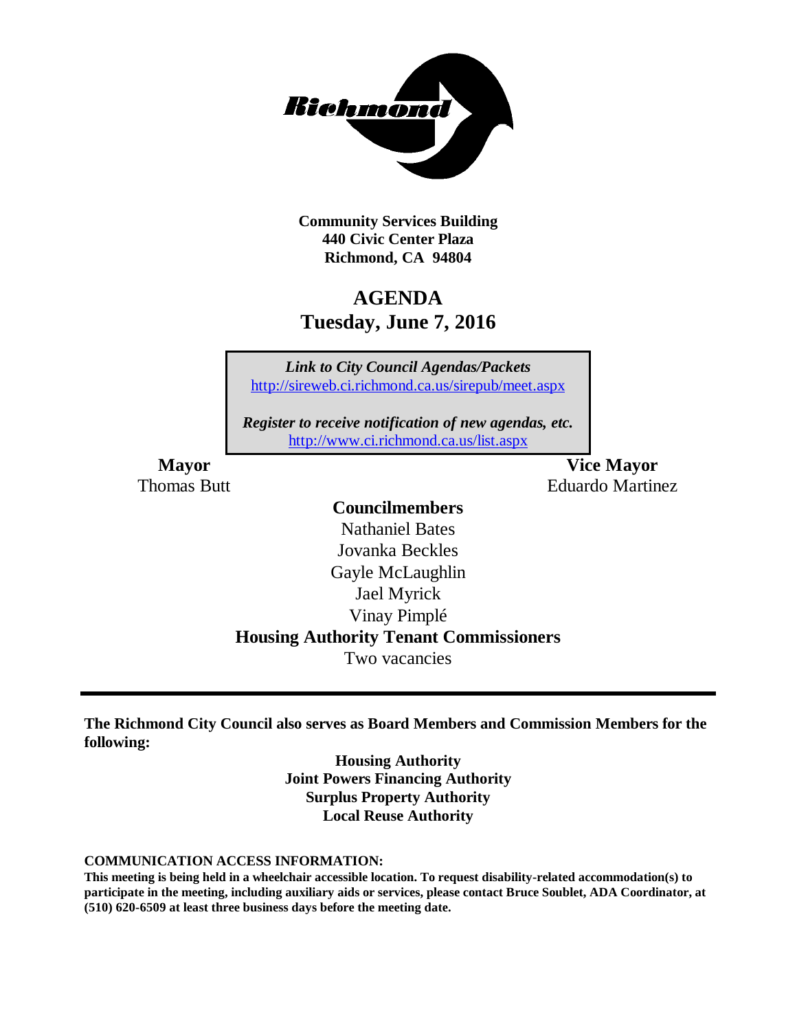**Community Services Building**
**440 Civic Center Plaza**
**Richmond, CA 94804**

# AGENDA
## Tuesday, June 7, 2016

*Link to City Council Agendas/Packets*
http://sireweb.ci.richmond.ca.us/sirepub/meet.aspx

*Register to receive notification of new agendas, etc.*
http://www.ci.richmond.ca.us/list.aspx

**Mayor**
Thomas Butt

**Vice Mayor**
Eduardo Martinez

**Councilmembers**
Nathaniel Bates
Jovanka Beckles
Gayle McLaughlin
Jael Myrick
Vinay Pimplé

**Housing Authority Tenant Commissioners**
Two vacancies

---

**The Richmond City Council also serves as Board Members and Commission Members for the following:**

**Housing Authority**
**Joint Powers Financing Authority**
**Surplus Property Authority**
**Local Reuse Authority**

**COMMUNICATION ACCESS INFORMATION:**
**This meeting is being held in a wheelchair accessible location. To request disability-related accommodation(s) to participate in the meeting, including auxiliary aids or services, please contact Bruce Soublet, ADA Coordinator, at (510) 620-6509 at least three business days before the meeting date.**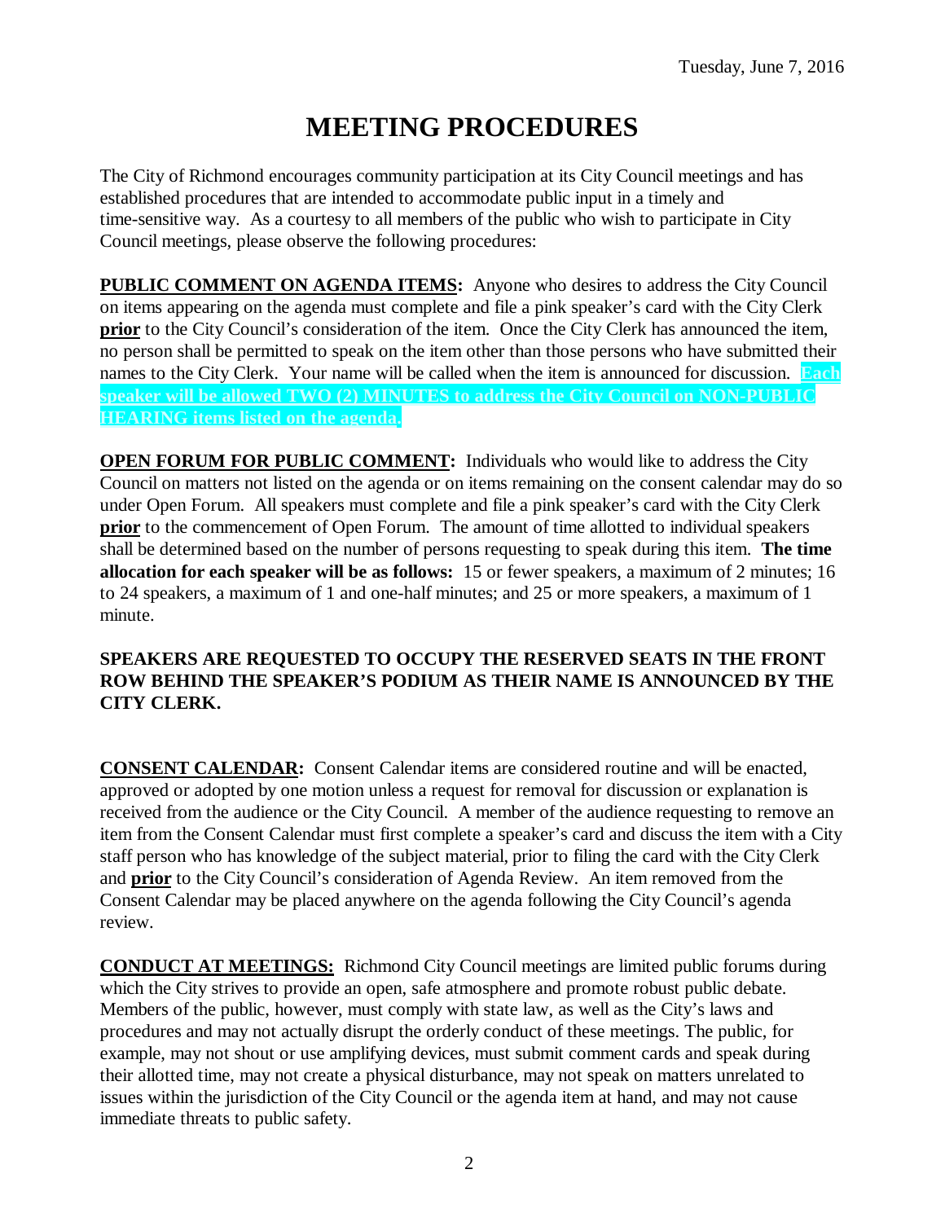Tuesday, June 7, 2016

# MEETING PROCEDURES

The City of Richmond encourages community participation at its City Council meetings and has established procedures that are intended to accommodate public input in a timely and time-sensitive way. As a courtesy to all members of the public who wish to participate in City Council meetings, please observe the following procedures:

**PUBLIC COMMENT ON AGENDA ITEMS:** Anyone who desires to address the City Council on items appearing on the agenda must complete and file a pink speaker's card with the City Clerk **prior** to the City Council's consideration of the item. Once the City Clerk has announced the item, no person shall be permitted to speak on the item other than those persons who have submitted their names to the City Clerk. Your name will be called when the item is announced for discussion. **Each speaker will be allowed TWO (2) MINUTES to address the City Council on NON-PUBLIC HEARING items listed on the agenda.**

**OPEN FORUM FOR PUBLIC COMMENT:** Individuals who would like to address the City Council on matters not listed on the agenda or on items remaining on the consent calendar may do so under Open Forum. All speakers must complete and file a pink speaker's card with the City Clerk **prior** to the commencement of Open Forum. The amount of time allotted to individual speakers shall be determined based on the number of persons requesting to speak during this item. **The time allocation for each speaker will be as follows:** 15 or fewer speakers, a maximum of 2 minutes; 16 to 24 speakers, a maximum of 1 and one-half minutes; and 25 or more speakers, a maximum of 1 minute.

**SPEAKERS ARE REQUESTED TO OCCUPY THE RESERVED SEATS IN THE FRONT ROW BEHIND THE SPEAKER'S PODIUM AS THEIR NAME IS ANNOUNCED BY THE CITY CLERK.**

**CONSENT CALENDAR:** Consent Calendar items are considered routine and will be enacted, approved or adopted by one motion unless a request for removal for discussion or explanation is received from the audience or the City Council. A member of the audience requesting to remove an item from the Consent Calendar must first complete a speaker's card and discuss the item with a City staff person who has knowledge of the subject material, prior to filing the card with the City Clerk and **prior** to the City Council's consideration of Agenda Review. An item removed from the Consent Calendar may be placed anywhere on the agenda following the City Council's agenda review.

**CONDUCT AT MEETINGS:** Richmond City Council meetings are limited public forums during which the City strives to provide an open, safe atmosphere and promote robust public debate. Members of the public, however, must comply with state law, as well as the City's laws and procedures and may not actually disrupt the orderly conduct of these meetings. The public, for example, may not shout or use amplifying devices, must submit comment cards and speak during their allotted time, may not create a physical disturbance, may not speak on matters unrelated to issues within the jurisdiction of the City Council or the agenda item at hand, and may not cause immediate threats to public safety.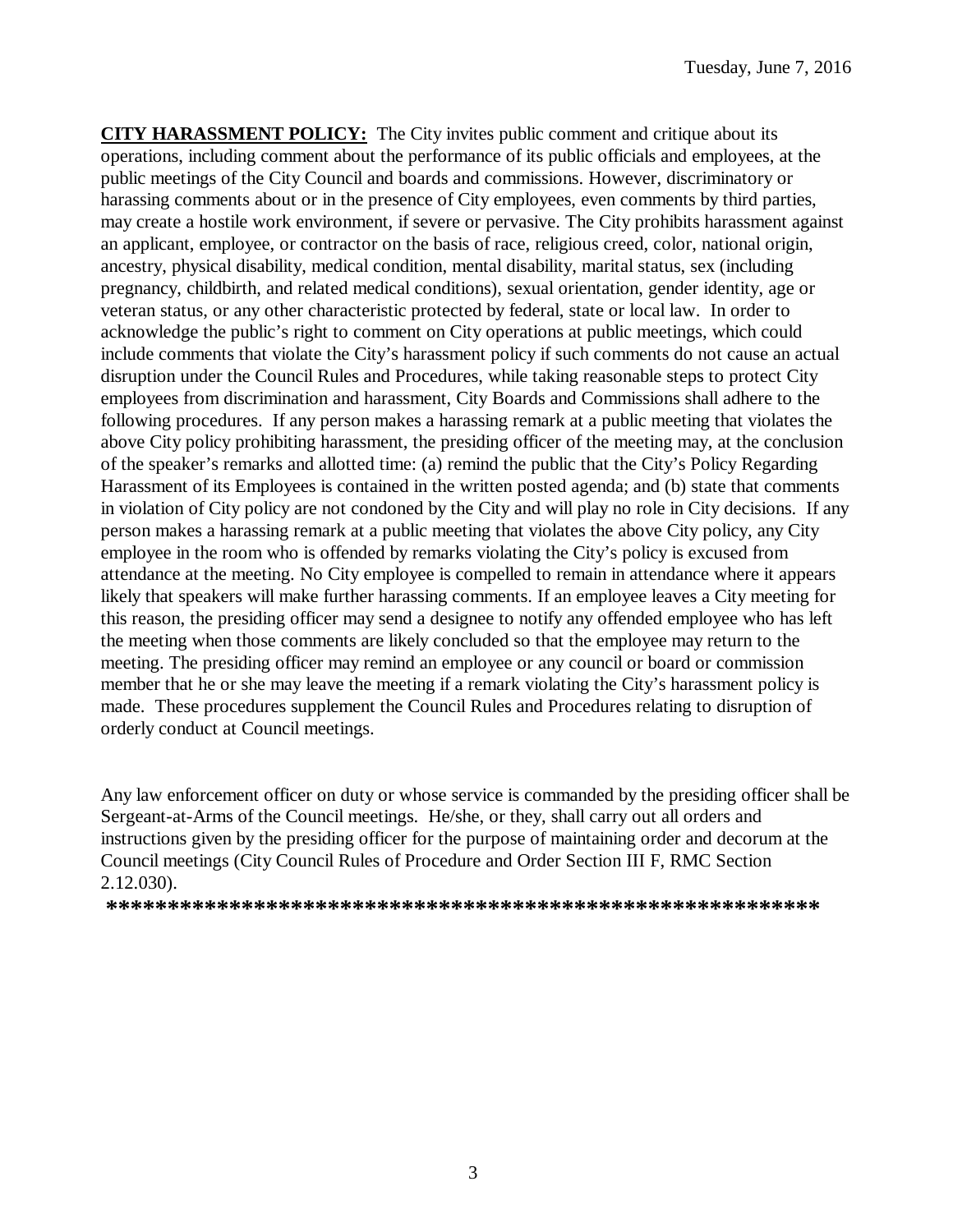**CITY HARASSMENT POLICY:** The City invites public comment and critique about its operations, including comment about the performance of its public officials and employees, at the public meetings of the City Council and boards and commissions. However, discriminatory or harassing comments about or in the presence of City employees, even comments by third parties, may create a hostile work environment, if severe or pervasive. The City prohibits harassment against an applicant, employee, or contractor on the basis of race, religious creed, color, national origin, ancestry, physical disability, medical condition, mental disability, marital status, sex (including pregnancy, childbirth, and related medical conditions), sexual orientation, gender identity, age or veteran status, or any other characteristic protected by federal, state or local law. In order to acknowledge the public's right to comment on City operations at public meetings, which could include comments that violate the City's harassment policy if such comments do not cause an actual disruption under the Council Rules and Procedures, while taking reasonable steps to protect City employees from discrimination and harassment, City Boards and Commissions shall adhere to the following procedures. If any person makes a harassing remark at a public meeting that violates the above City policy prohibiting harassment, the presiding officer of the meeting may, at the conclusion of the speaker's remarks and allotted time: (a) remind the public that the City's Policy Regarding Harassment of its Employees is contained in the written posted agenda; and (b) state that comments in violation of City policy are not condoned by the City and will play no role in City decisions. If any person makes a harassing remark at a public meeting that violates the above City policy, any City employee in the room who is offended by remarks violating the City's policy is excused from attendance at the meeting. No City employee is compelled to remain in attendance where it appears likely that speakers will make further harassing comments. If an employee leaves a City meeting for this reason, the presiding officer may send a designee to notify any offended employee who has left the meeting when those comments are likely concluded so that the employee may return to the meeting. The presiding officer may remind an employee or any council or board or commission member that he or she may leave the meeting if a remark violating the City's harassment policy is made. These procedures supplement the Council Rules and Procedures relating to disruption of orderly conduct at Council meetings.

Any law enforcement officer on duty or whose service is commanded by the presiding officer shall be Sergeant-at-Arms of the Council meetings. He/she, or they, shall carry out all orders and instructions given by the presiding officer for the purpose of maintaining order and decorum at the Council meetings (City Council Rules of Procedure and Order Section III F, RMC Section 2.12.030).

**\*\*\*\*\*\*\*\*\*\*\*\*\*\*\*\*\*\*\*\*\*\*\*\*\*\*\*\*\*\*\*\*\*\*\*\*\*\*\*\*\*\*\*\*\*\*\*\*\*\*\*\*\*\*\*\*\*\*\*\***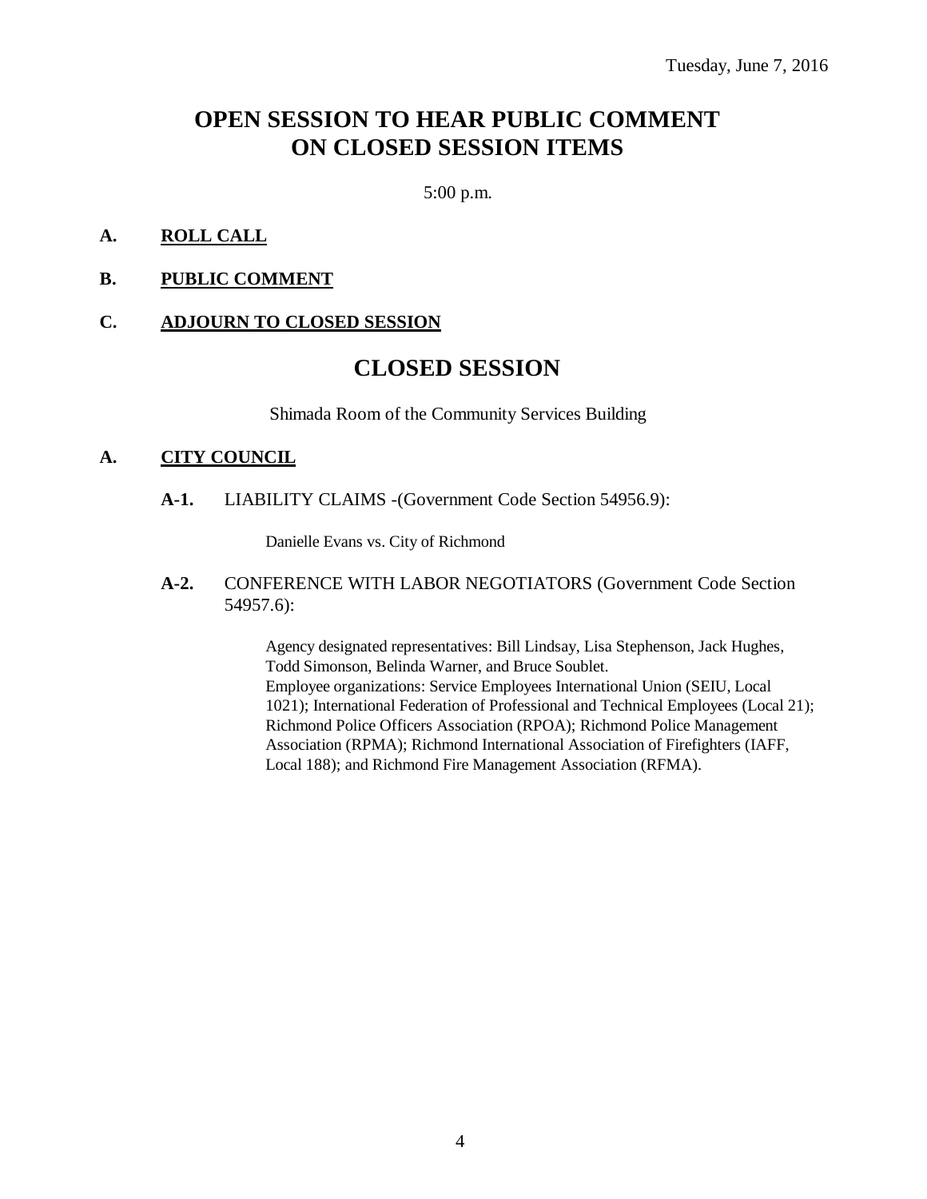Tuesday, June 7, 2016

# OPEN SESSION TO HEAR PUBLIC COMMENT ON CLOSED SESSION ITEMS

5:00 p.m.

**A. ROLL CALL**

**B. PUBLIC COMMENT**

**C. ADJOURN TO CLOSED SESSION**

# CLOSED SESSION

Shimada Room of the Community Services Building

**A. CITY COUNCIL**

**A-1.** LIABILITY CLAIMS -(Government Code Section 54956.9):

Danielle Evans vs. City of Richmond

**A-2.** CONFERENCE WITH LABOR NEGOTIATORS (Government Code Section 54957.6):

Agency designated representatives: Bill Lindsay, Lisa Stephenson, Jack Hughes, Todd Simonson, Belinda Warner, and Bruce Soublet.
Employee organizations: Service Employees International Union (SEIU, Local 1021); International Federation of Professional and Technical Employees (Local 21); Richmond Police Officers Association (RPOA); Richmond Police Management Association (RPMA); Richmond International Association of Firefighters (IAFF, Local 188); and Richmond Fire Management Association (RFMA).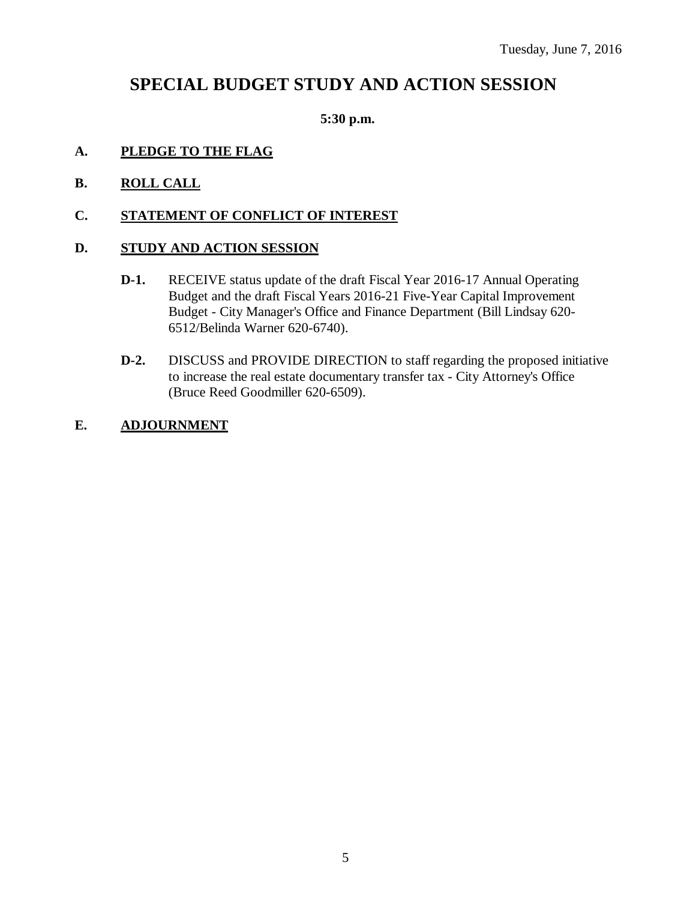Tuesday, June 7, 2016

# SPECIAL BUDGET STUDY AND ACTION SESSION

**5:30 p.m.**

**A. PLEDGE TO THE FLAG**

**B. ROLL CALL**

**C. STATEMENT OF CONFLICT OF INTEREST**

**D. STUDY AND ACTION SESSION**

**D-1.** RECEIVE status update of the draft Fiscal Year 2016-17 Annual Operating Budget and the draft Fiscal Years 2016-21 Five-Year Capital Improvement Budget - City Manager's Office and Finance Department (Bill Lindsay 620-6512/Belinda Warner 620-6740).

**D-2.** DISCUSS and PROVIDE DIRECTION to staff regarding the proposed initiative to increase the real estate documentary transfer tax - City Attorney's Office (Bruce Reed Goodmiller 620-6509).

**E. ADJOURNMENT**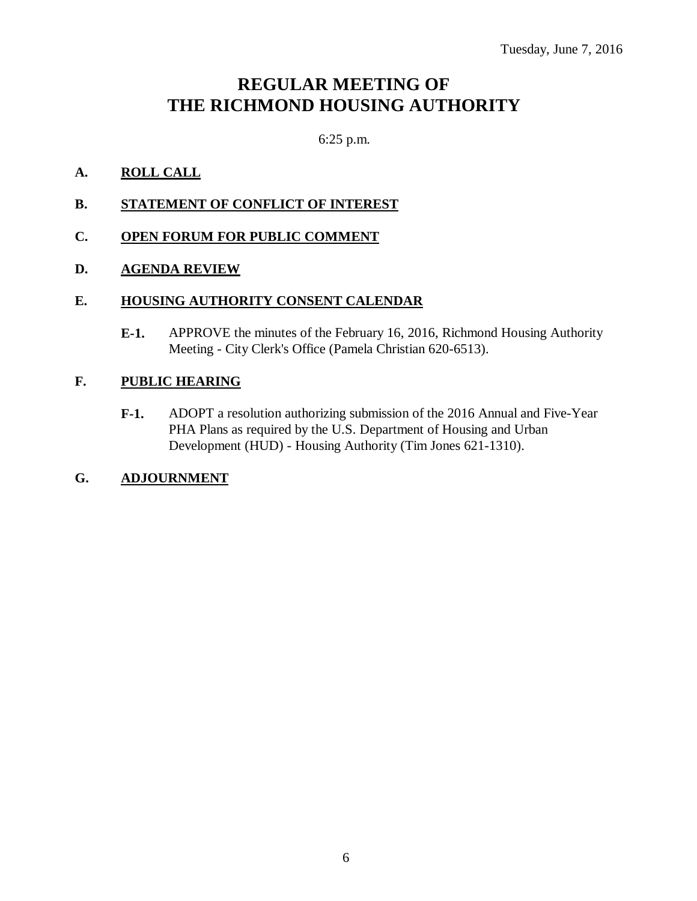Tuesday, June 7, 2016

# REGULAR MEETING OF THE RICHMOND HOUSING AUTHORITY

6:25 p.m.

**A. ROLL CALL**

**B. STATEMENT OF CONFLICT OF INTEREST**

**C. OPEN FORUM FOR PUBLIC COMMENT**

**D. AGENDA REVIEW**

**E. HOUSING AUTHORITY CONSENT CALENDAR**

**E-1.** APPROVE the minutes of the February 16, 2016, Richmond Housing Authority Meeting - City Clerk's Office (Pamela Christian 620-6513).

**F. PUBLIC HEARING**

**F-1.** ADOPT a resolution authorizing submission of the 2016 Annual and Five-Year PHA Plans as required by the U.S. Department of Housing and Urban Development (HUD) - Housing Authority (Tim Jones 621-1310).

**G. ADJOURNMENT**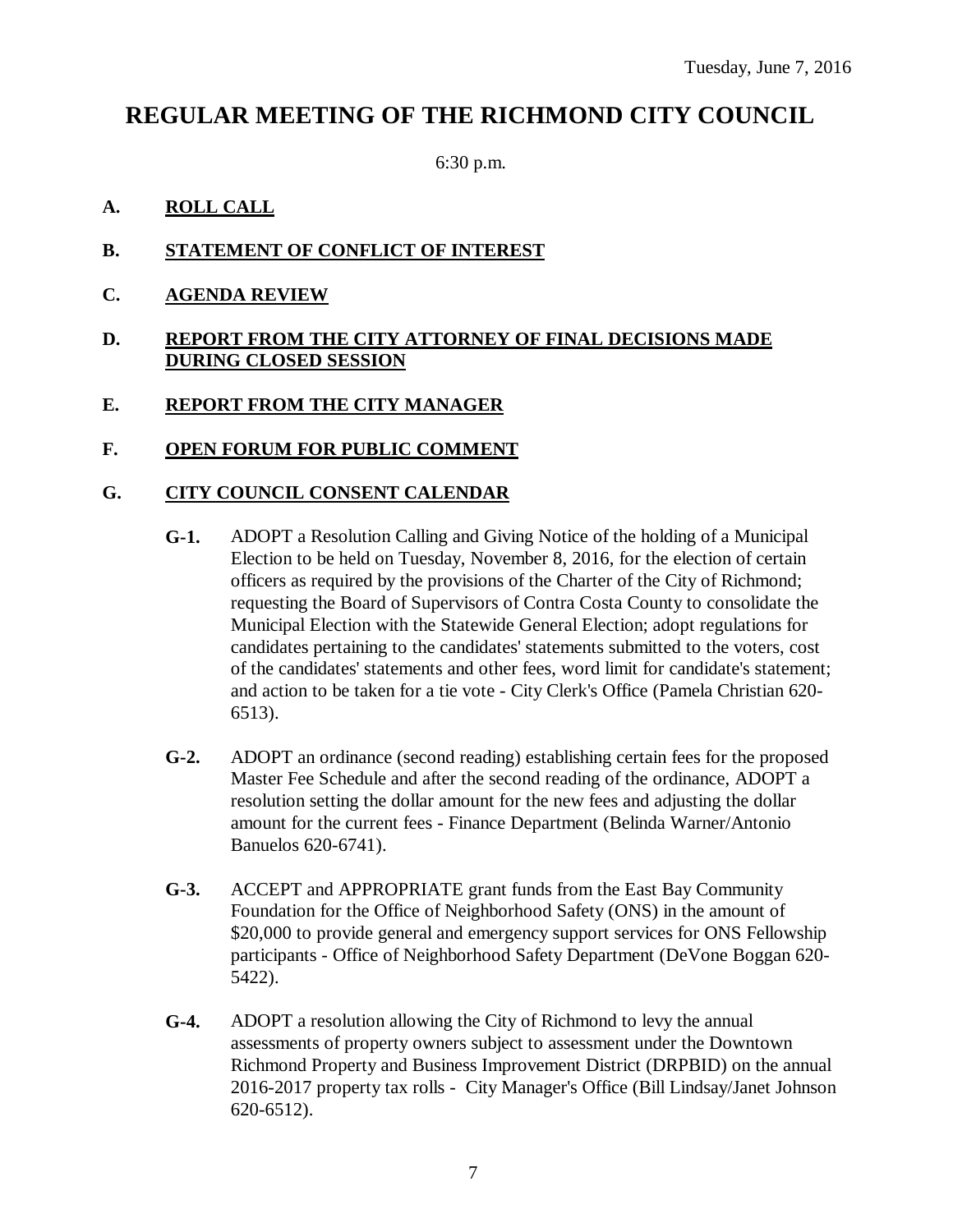Tuesday, June 7, 2016

# REGULAR MEETING OF THE RICHMOND CITY COUNCIL

6:30 p.m.

## A. ROLL CALL

## B. STATEMENT OF CONFLICT OF INTEREST

## C. AGENDA REVIEW

## D. REPORT FROM THE CITY ATTORNEY OF FINAL DECISIONS MADE DURING CLOSED SESSION

## E. REPORT FROM THE CITY MANAGER

## F. OPEN FORUM FOR PUBLIC COMMENT

## G. CITY COUNCIL CONSENT CALENDAR

**G-1.** ADOPT a Resolution Calling and Giving Notice of the holding of a Municipal Election to be held on Tuesday, November 8, 2016, for the election of certain officers as required by the provisions of the Charter of the City of Richmond; requesting the Board of Supervisors of Contra Costa County to consolidate the Municipal Election with the Statewide General Election; adopt regulations for candidates pertaining to the candidates' statements submitted to the voters, cost of the candidates' statements and other fees, word limit for candidate's statement; and action to be taken for a tie vote - City Clerk's Office (Pamela Christian 620-6513).

**G-2.** ADOPT an ordinance (second reading) establishing certain fees for the proposed Master Fee Schedule and after the second reading of the ordinance, ADOPT a resolution setting the dollar amount for the new fees and adjusting the dollar amount for the current fees - Finance Department (Belinda Warner/Antonio Banuelos 620-6741).

**G-3.** ACCEPT and APPROPRIATE grant funds from the East Bay Community Foundation for the Office of Neighborhood Safety (ONS) in the amount of $20,000 to provide general and emergency support services for ONS Fellowship participants - Office of Neighborhood Safety Department (DeVone Boggan 620-5422).

**G-4.** ADOPT a resolution allowing the City of Richmond to levy the annual assessments of property owners subject to assessment under the Downtown Richmond Property and Business Improvement District (DRPBID) on the annual 2016-2017 property tax rolls - City Manager's Office (Bill Lindsay/Janet Johnson 620-6512).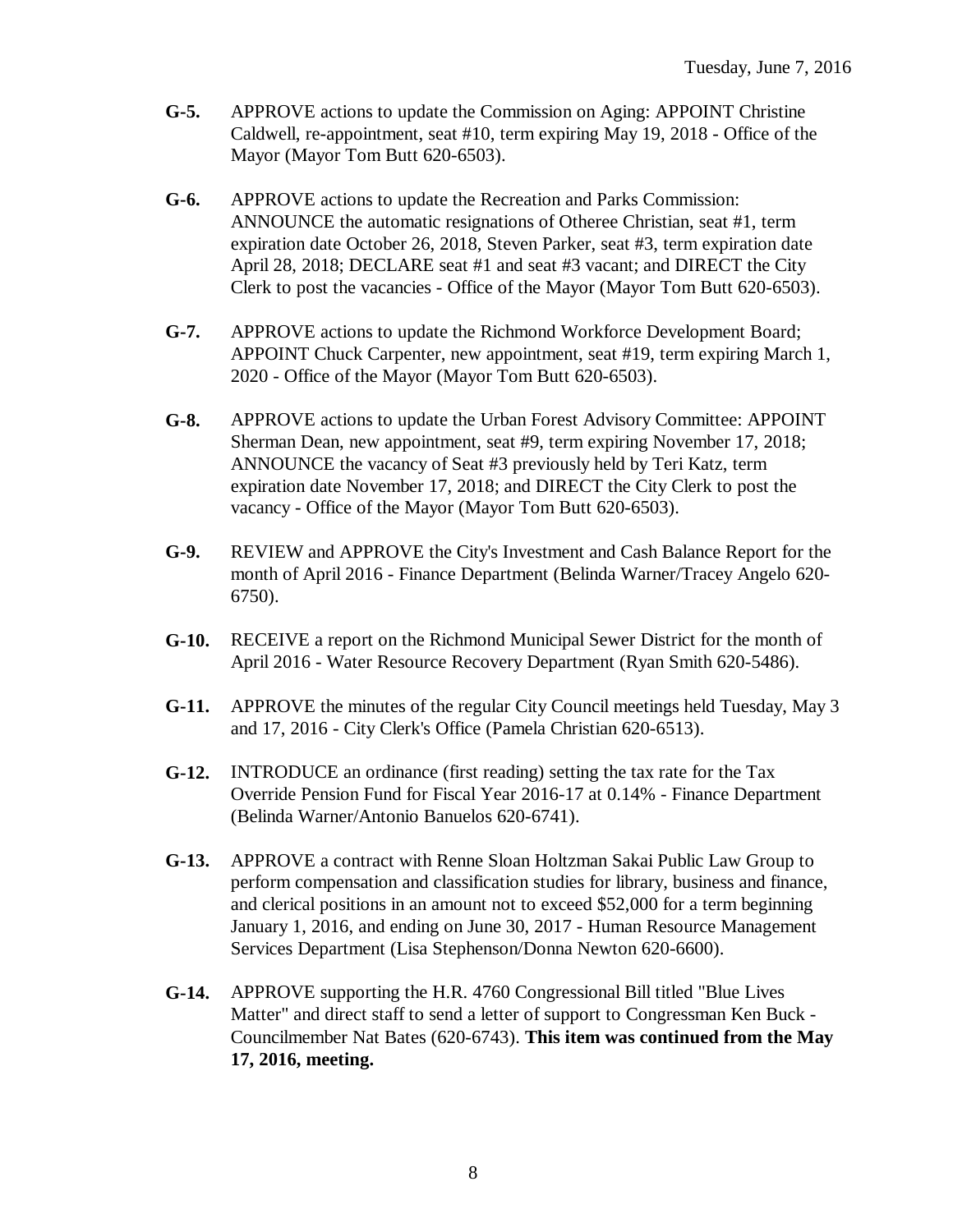**G-5.** APPROVE actions to update the Commission on Aging: APPOINT Christine Caldwell, re-appointment, seat #10, term expiring May 19, 2018 - Office of the Mayor (Mayor Tom Butt 620-6503).

**G-6.** APPROVE actions to update the Recreation and Parks Commission: ANNOUNCE the automatic resignations of Otheree Christian, seat #1, term expiration date October 26, 2018, Steven Parker, seat #3, term expiration date April 28, 2018; DECLARE seat #1 and seat #3 vacant; and DIRECT the City Clerk to post the vacancies - Office of the Mayor (Mayor Tom Butt 620-6503).

**G-7.** APPROVE actions to update the Richmond Workforce Development Board; APPOINT Chuck Carpenter, new appointment, seat #19, term expiring March 1, 2020 - Office of the Mayor (Mayor Tom Butt 620-6503).

**G-8.** APPROVE actions to update the Urban Forest Advisory Committee: APPOINT Sherman Dean, new appointment, seat #9, term expiring November 17, 2018; ANNOUNCE the vacancy of Seat #3 previously held by Teri Katz, term expiration date November 17, 2018; and DIRECT the City Clerk to post the vacancy - Office of the Mayor (Mayor Tom Butt 620-6503).

**G-9.** REVIEW and APPROVE the City's Investment and Cash Balance Report for the month of April 2016 - Finance Department (Belinda Warner/Tracey Angelo 620-6750).

**G-10.** RECEIVE a report on the Richmond Municipal Sewer District for the month of April 2016 - Water Resource Recovery Department (Ryan Smith 620-5486).

**G-11.** APPROVE the minutes of the regular City Council meetings held Tuesday, May 3 and 17, 2016 - City Clerk's Office (Pamela Christian 620-6513).

**G-12.** INTRODUCE an ordinance (first reading) setting the tax rate for the Tax Override Pension Fund for Fiscal Year 2016-17 at 0.14% - Finance Department (Belinda Warner/Antonio Banuelos 620-6741).

**G-13.** APPROVE a contract with Renne Sloan Holtzman Sakai Public Law Group to perform compensation and classification studies for library, business and finance, and clerical positions in an amount not to exceed $52,000 for a term beginning January 1, 2016, and ending on June 30, 2017 - Human Resource Management Services Department (Lisa Stephenson/Donna Newton 620-6600).

**G-14.** APPROVE supporting the H.R. 4760 Congressional Bill titled "Blue Lives Matter" and direct staff to send a letter of support to Congressman Ken Buck - Councilmember Nat Bates (620-6743). **This item was continued from the May 17, 2016, meeting.**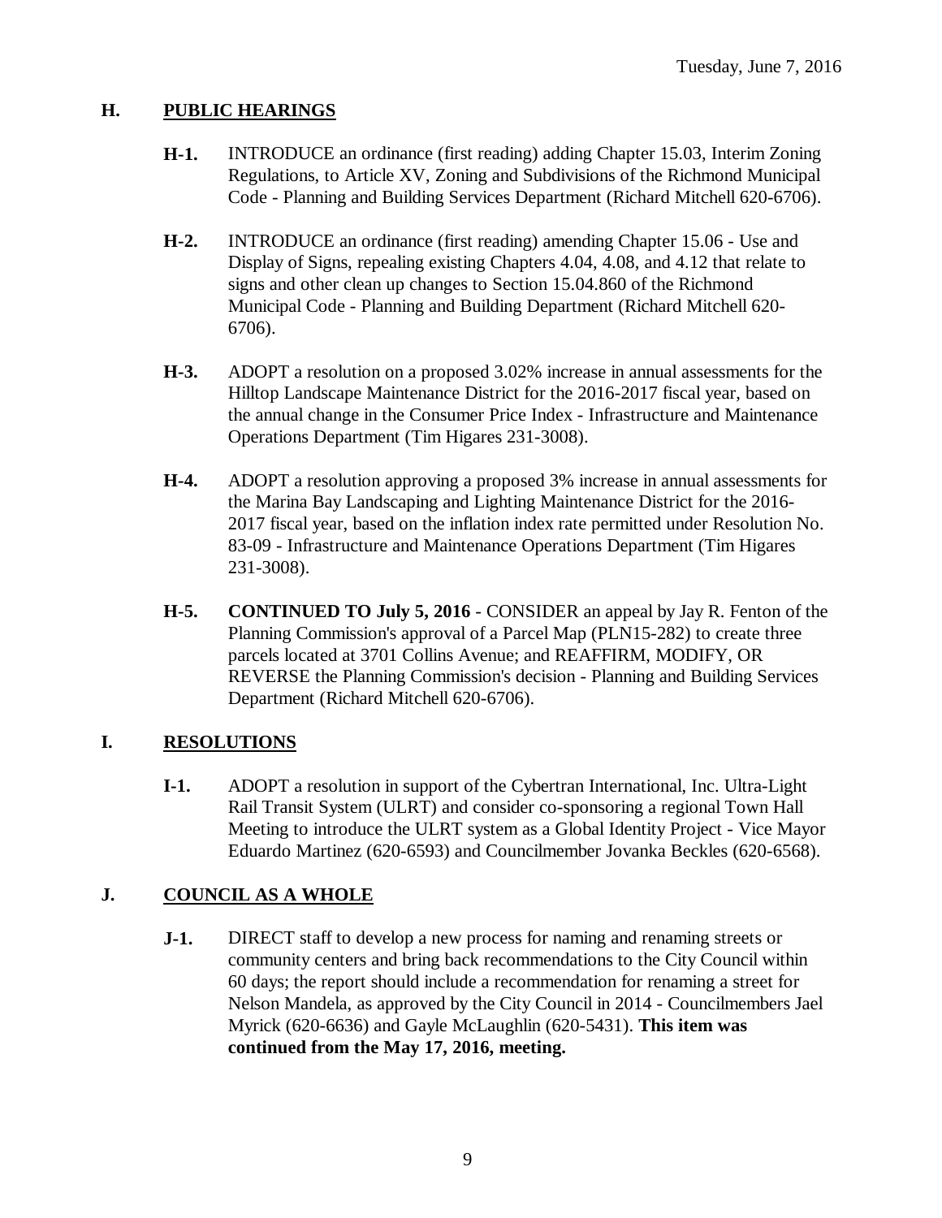## H. PUBLIC HEARINGS

**H-1.** INTRODUCE an ordinance (first reading) adding Chapter 15.03, Interim Zoning Regulations, to Article XV, Zoning and Subdivisions of the Richmond Municipal Code - Planning and Building Services Department (Richard Mitchell 620-6706).

**H-2.** INTRODUCE an ordinance (first reading) amending Chapter 15.06 - Use and Display of Signs, repealing existing Chapters 4.04, 4.08, and 4.12 that relate to signs and other clean up changes to Section 15.04.860 of the Richmond Municipal Code - Planning and Building Department (Richard Mitchell 620-6706).

**H-3.** ADOPT a resolution on a proposed 3.02% increase in annual assessments for the Hilltop Landscape Maintenance District for the 2016-2017 fiscal year, based on the annual change in the Consumer Price Index - Infrastructure and Maintenance Operations Department (Tim Higares 231-3008).

**H-4.** ADOPT a resolution approving a proposed 3% increase in annual assessments for the Marina Bay Landscaping and Lighting Maintenance District for the 2016-2017 fiscal year, based on the inflation index rate permitted under Resolution No. 83-09 - Infrastructure and Maintenance Operations Department (Tim Higares 231-3008).

**H-5.** **CONTINUED TO July 5, 2016** - CONSIDER an appeal by Jay R. Fenton of the Planning Commission's approval of a Parcel Map (PLN15-282) to create three parcels located at 3701 Collins Avenue; and REAFFIRM, MODIFY, OR REVERSE the Planning Commission's decision - Planning and Building Services Department (Richard Mitchell 620-6706).

## I. RESOLUTIONS

**I-1.** ADOPT a resolution in support of the Cybertran International, Inc. Ultra-Light Rail Transit System (ULRT) and consider co-sponsoring a regional Town Hall Meeting to introduce the ULRT system as a Global Identity Project - Vice Mayor Eduardo Martinez (620-6593) and Councilmember Jovanka Beckles (620-6568).

## J. COUNCIL AS A WHOLE

**J-1.** DIRECT staff to develop a new process for naming and renaming streets or community centers and bring back recommendations to the City Council within 60 days; the report should include a recommendation for renaming a street for Nelson Mandela, as approved by the City Council in 2014 - Councilmembers Jael Myrick (620-6636) and Gayle McLaughlin (620-5431). **This item was continued from the May 17, 2016, meeting.**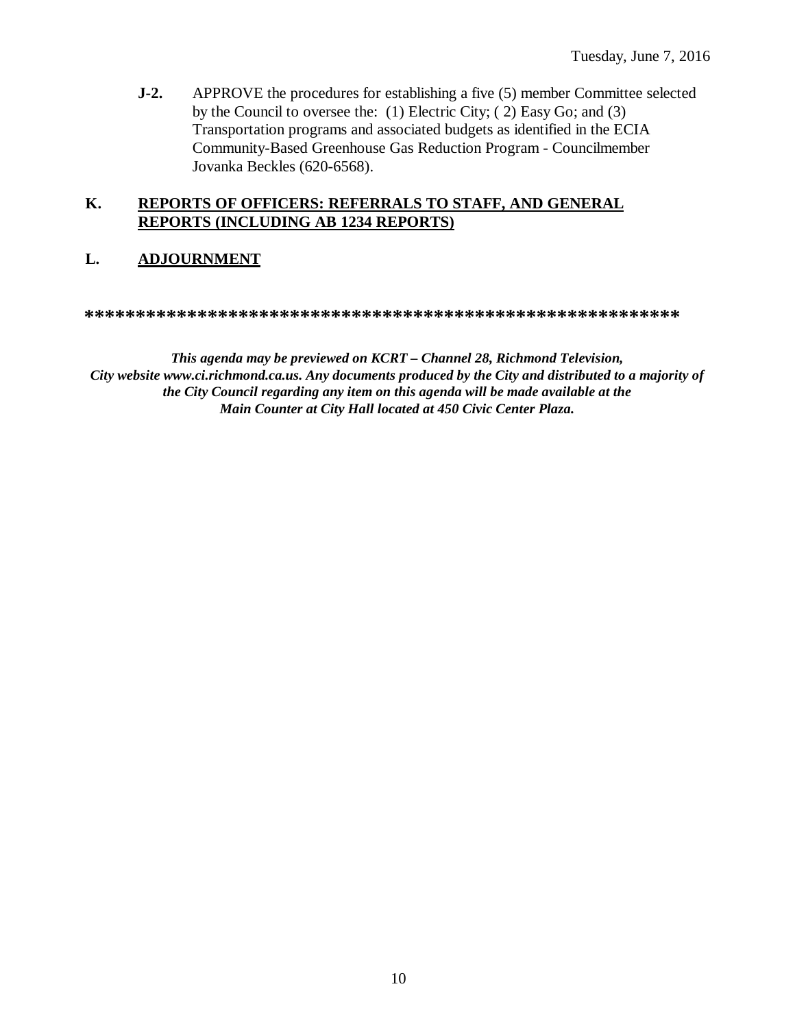**J-2.** APPROVE the procedures for establishing a five (5) member Committee selected by the Council to oversee the: (1) Electric City; ( 2) Easy Go; and (3) Transportation programs and associated budgets as identified in the ECIA Community-Based Greenhouse Gas Reduction Program - Councilmember Jovanka Beckles (620-6568).

## K. REPORTS OF OFFICERS: REFERRALS TO STAFF, AND GENERAL REPORTS (INCLUDING AB 1234 REPORTS)

## L. ADJOURNMENT

**********************************************************

***This agenda may be previewed on KCRT – Channel 28, Richmond Television, City website www.ci.richmond.ca.us. Any documents produced by the City and distributed to a majority of the City Council regarding any item on this agenda will be made available at the Main Counter at City Hall located at 450 Civic Center Plaza.***